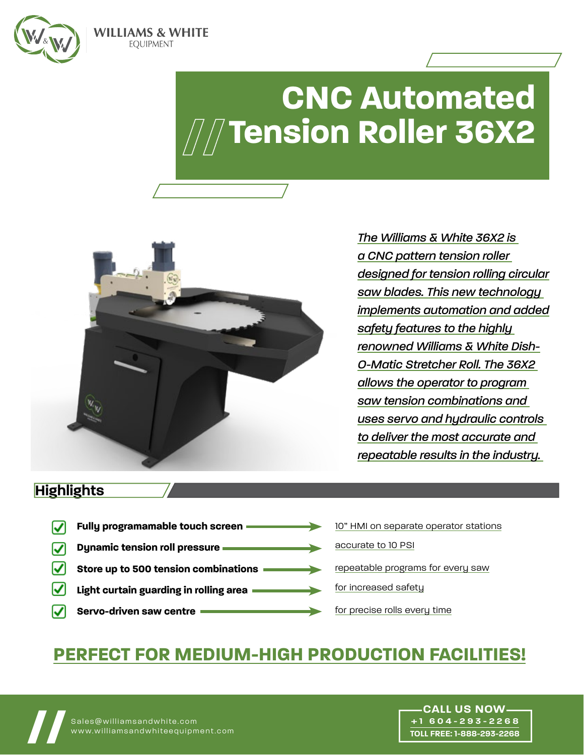WILLIAMS & WHITE
EQUIPMENT

# CNC Automated Tension Roller 36X2

*The Williams & White 36X2 is a CNC pattern tension roller designed for tension rolling circular saw blades. This new technology implements automation and added safety features to the highly renowned Williams & White Dish-O-Matic Stretcher Roll. The 36X2 allows the operator to program saw tension combinations and uses servo and hydraulic controls to deliver the most accurate and repeatable results in the industry.*

## Highlights

- **Fully programamable touch screen** → 10" HMI on separate operator stations
- **Dynamic tension roll pressure** → accurate to 10 PSI
- **Store up to 500 tension combinations** → repeatable programs for every saw
- **Light curtain guarding in rolling area** → for increased safety
- **Servo-driven saw centre** → for precise rolls every time

## PERFECT FOR MEDIUM-HIGH PRODUCTION FACILITIES!

Sales@williamsandwhite.com
www.williamsandwhiteequipment.com

CALL US NOW
+1 604-293-2268
TOLL FREE: 1-888-293-2268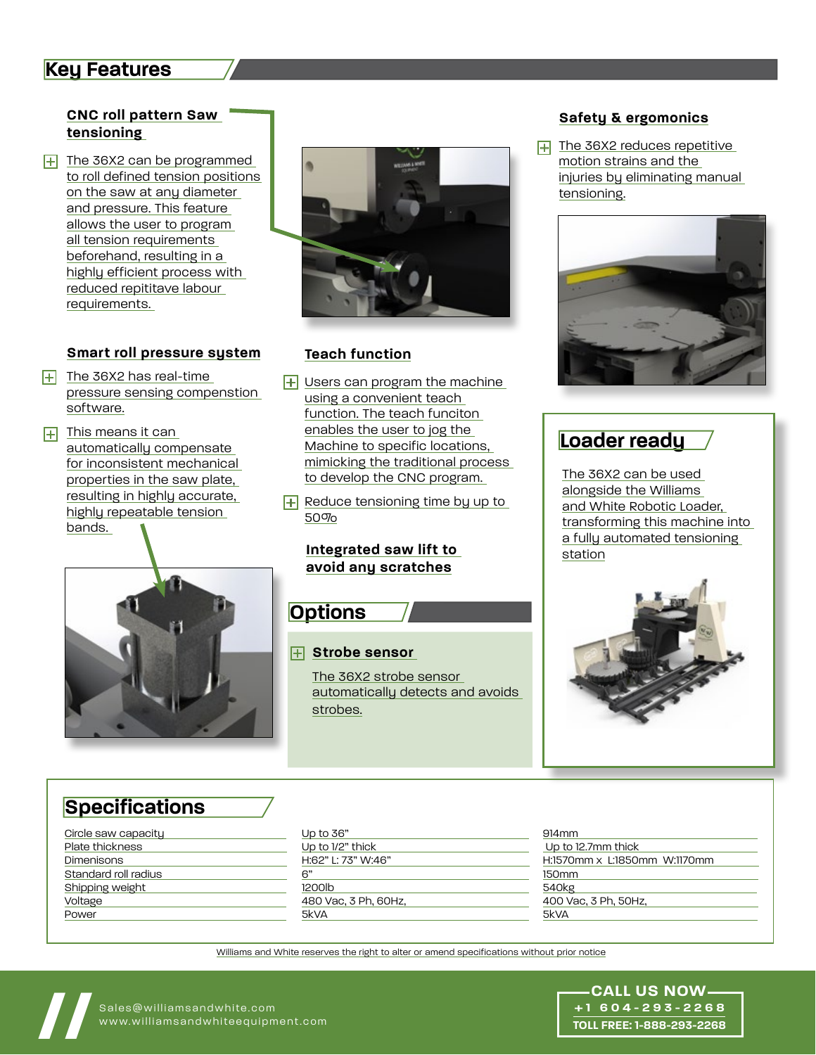## Key Features

### CNC roll pattern Saw tensioning

- The 36X2 can be programmed to roll defined tension positions on the saw at any diameter and pressure. This feature allows the user to program all tension requirements beforehand, resulting in a highly efficient process with reduced repititave labour requirements.

### Smart roll pressure system

- The 36X2 has real-time pressure sensing compenstion software.
- This means it can automatically compensate for inconsistent mechanical properties in the saw plate, resulting in highly accurate, highly repeatable tension bands.

### Teach function

- Users can program the machine using a convenient teach function. The teach funciton enables the user to jog the Machine to specific locations, mimicking the traditional process to develop the CNC program.
- Reduce tensioning time by up to 50%

### Integrated saw lift to avoid any scratches

## Options

### Strobe sensor

The 36X2 strobe sensor automatically detects and avoids strobes.

### Safety & ergonomics

- The 36X2 reduces repetitive motion strains and the injuries by eliminating manual tensioning.

## Loader ready

The 36X2 can be used alongside the Williams and White Robotic Loader, transforming this machine into a fully automated tensioning station

## Specifications

| | | |
|---|---|---|
| Circle saw capacity | Up to 36" | 914mm |
| Plate thickness | Up to 1/2" thick | Up to 12.7mm thick |
| Dimensions | H:62" L: 73" W:46" | H:1570mm x L:1850mm W:1170mm |
| Standard roll radius | 6" | 150mm |
| Shipping weight | 1200lb | 540kg |
| Voltage | 480 Vac, 3 Ph, 60Hz, | 400 Vac, 3 Ph, 50Hz, |
| Power | 5kVA | 5kVA |

Williams and White reserves the right to alter or amend specifications without prior notice

Sales@williamsandwhite.com
www.williamsandwhiteequipment.com

**CALL US NOW**
+1 604-293-2268
**TOLL FREE: 1-888-293-2268**